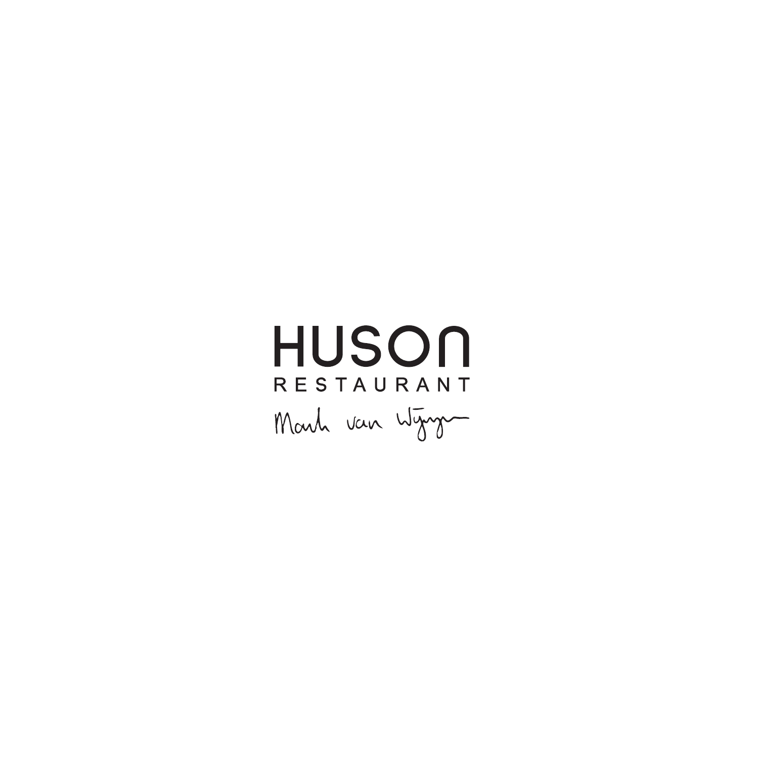# HUSON

RESTAURANT

Mark van Wyngen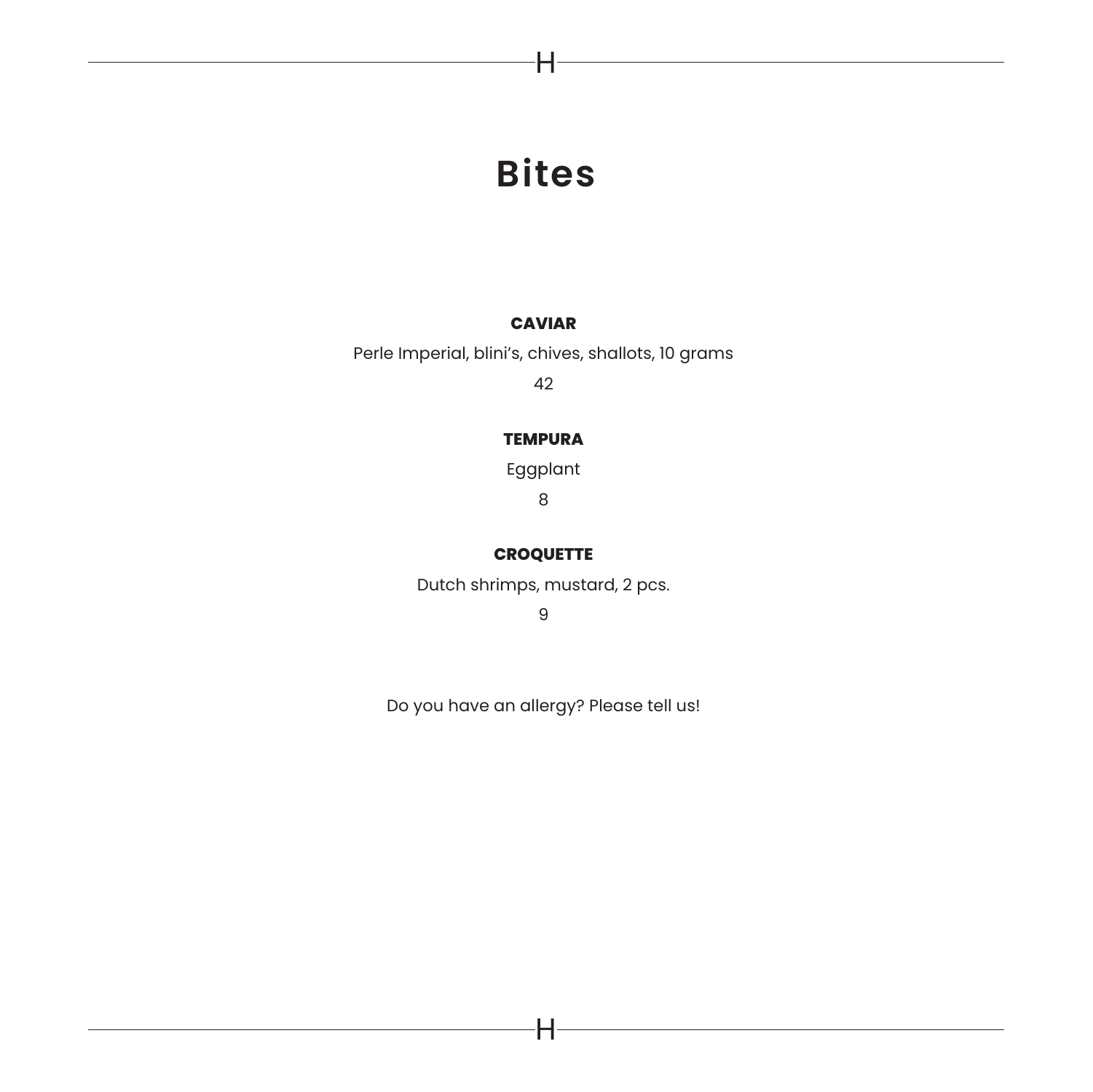# Bites

### CAVIAR

Perle Imperial, blini's, chives, shallots, 10 grams

42

### TEMPURA

Eggplant

8

### CROQUETTE

Dutch shrimps, mustard, 2 pcs.

9

Do you have an allergy? Please tell us!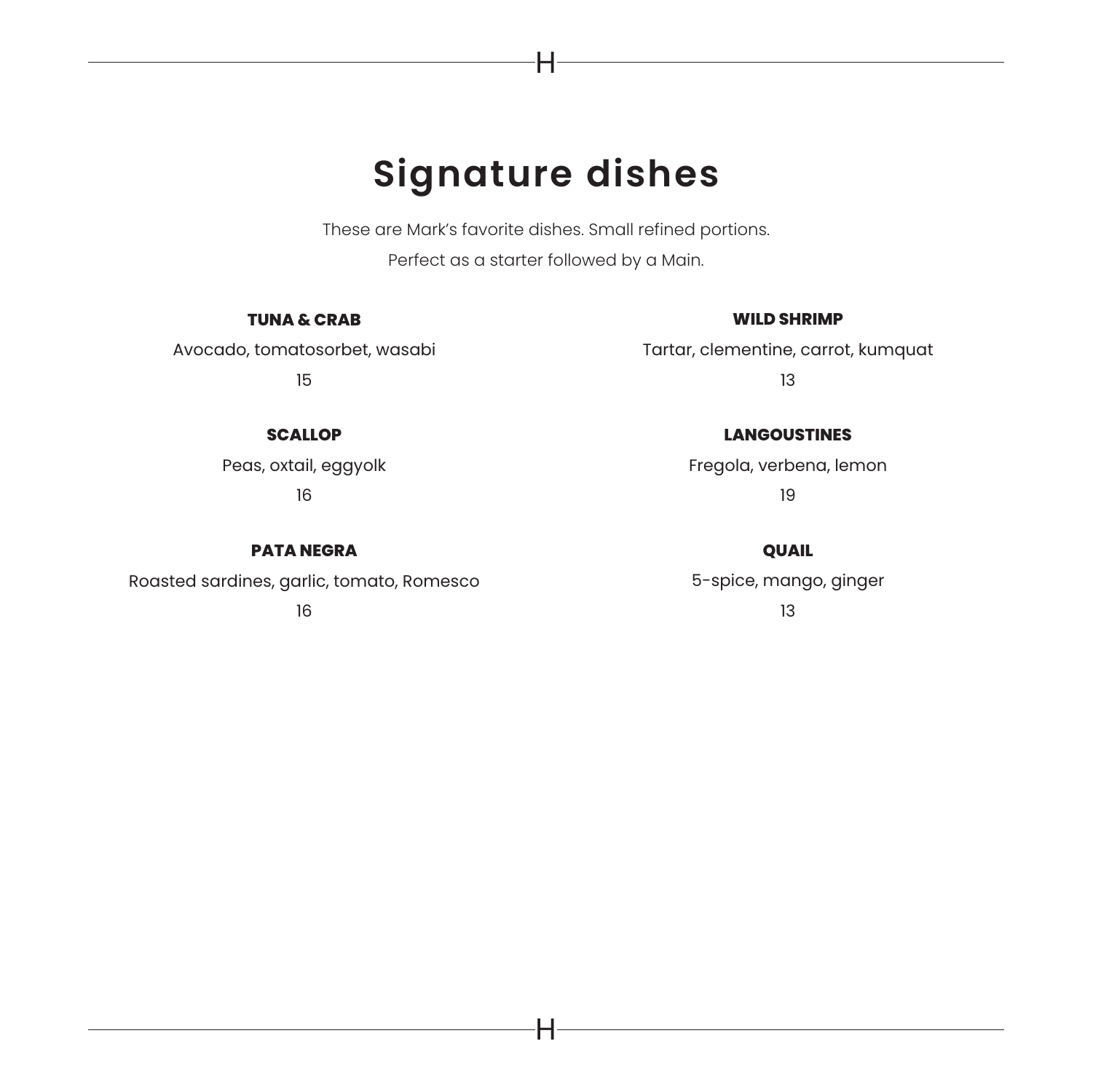# Signature dishes

These are Mark's favorite dishes. Small refined portions.

Perfect as a starter followed by a Main.

**TUNA & CRAB**

Avocado, tomatosorbet, wasabi

15

**SCALLOP**

Peas, oxtail, eggyolk

16

**PATA NEGRA**

Roasted sardines, garlic, tomato, Romesco

16

**WILD SHRIMP**

Tartar, clementine, carrot, kumquat

13

**LANGOUSTINES**

Fregola, verbena, lemon

19

**QUAIL**

5-spice, mango, ginger

13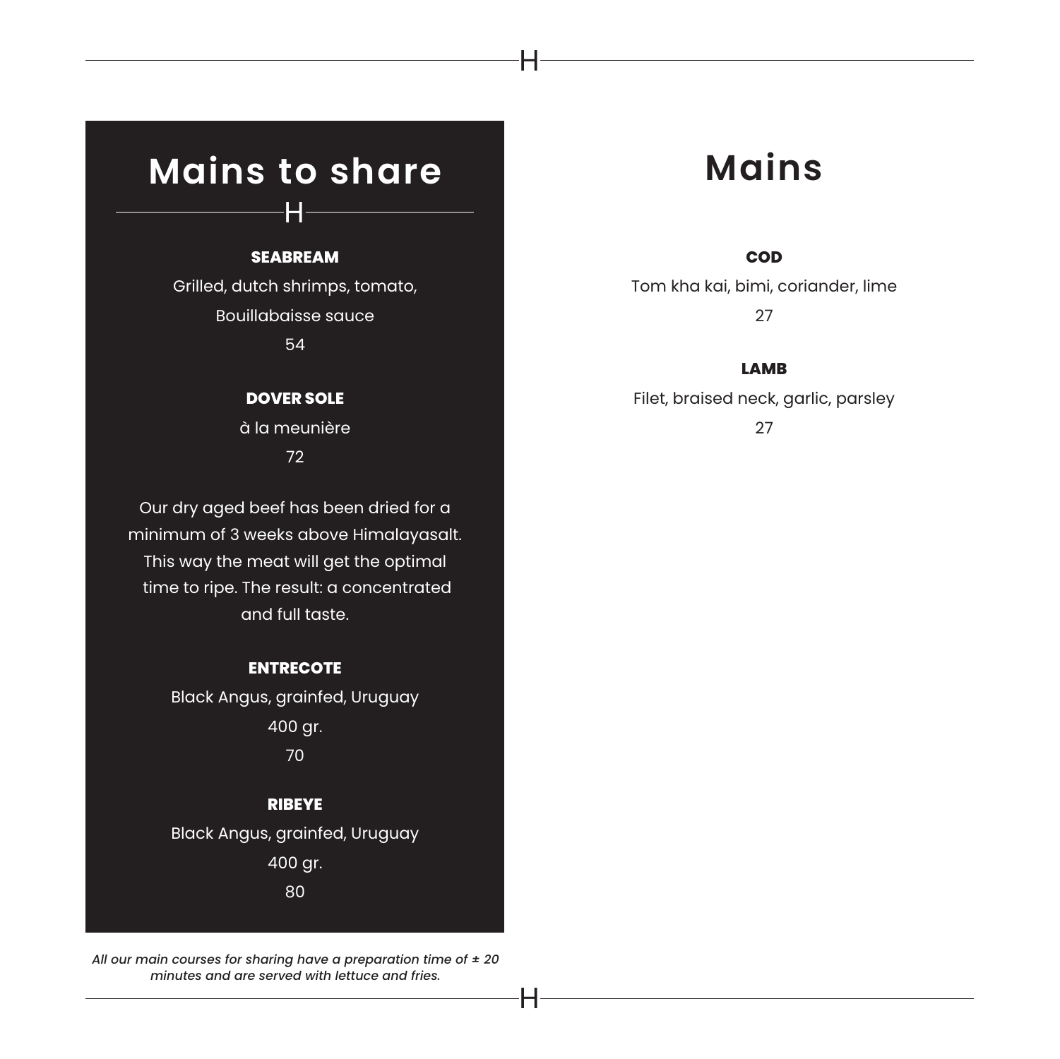# Mains to share

**SEABREAM**

Grilled, dutch shrimps, tomato,

Bouillabaisse sauce

54

**DOVER SOLE**

à la meunière

72

Our dry aged beef has been dried for a minimum of 3 weeks above Himalayasalt. This way the meat will get the optimal time to ripe. The result: a concentrated and full taste.

**ENTRECOTE**

Black Angus, grainfed, Uruguay

400 gr.

70

**RIBEYE**

Black Angus, grainfed, Uruguay

400 gr.

80

*All our main courses for sharing have a preparation time of ± 20 minutes and are served with lettuce and fries.*

# Mains

**COD**

Tom kha kai, bimi, coriander, lime

27

**LAMB**

Filet, braised neck, garlic, parsley

27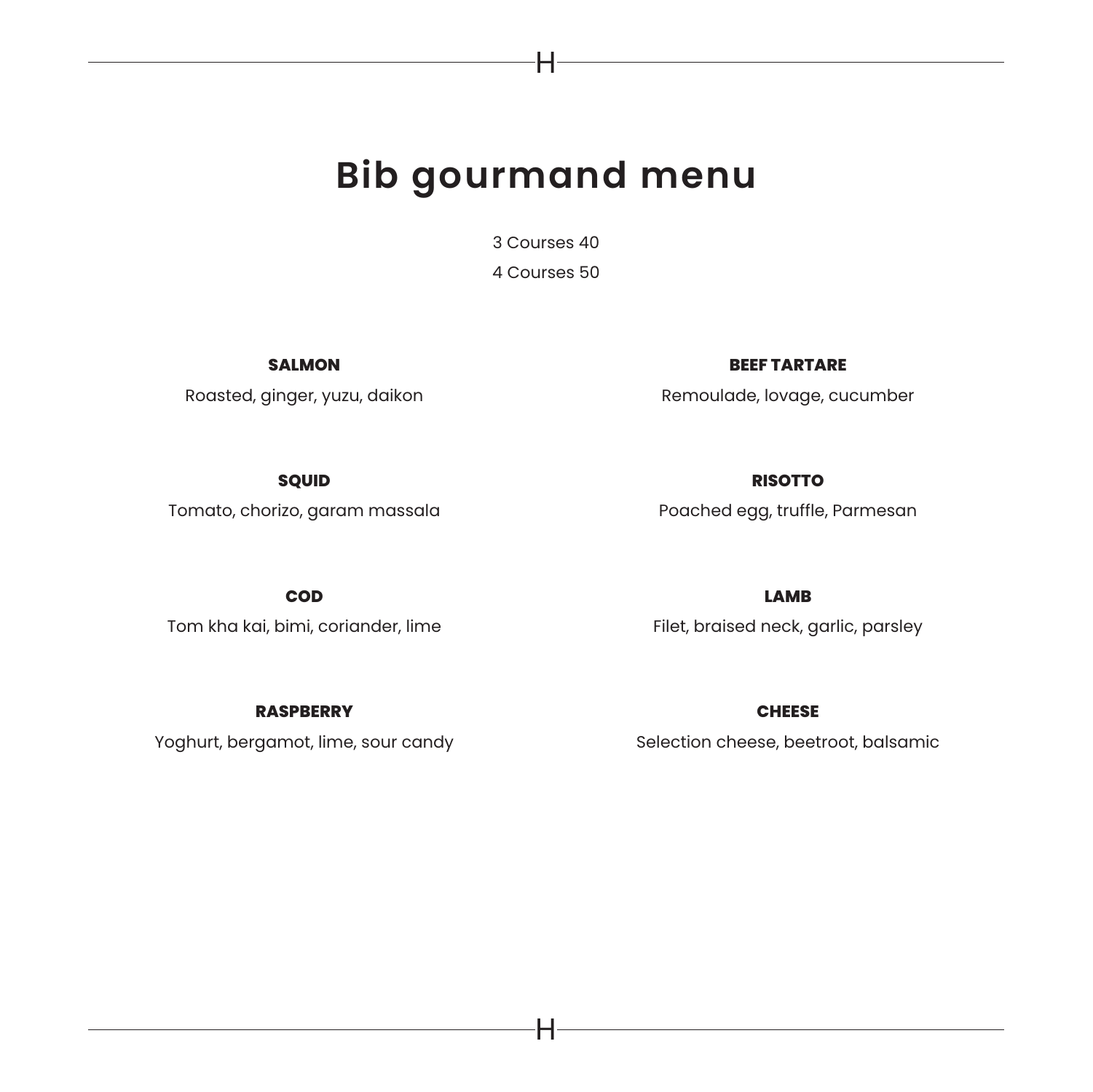# Bib gourmand menu

3 Courses 40

4 Courses 50

**SALMON**

Roasted, ginger, yuzu, daikon

**SQUID**

Tomato, chorizo, garam massala

**COD**

Tom kha kai, bimi, coriander, lime

**RASPBERRY**

Yoghurt, bergamot, lime, sour candy

**BEEF TARTARE**

Remoulade, lovage, cucumber

**RISOTTO**

Poached egg, truffle, Parmesan

**LAMB**

Filet, braised neck, garlic, parsley

**CHEESE**

Selection cheese, beetroot, balsamic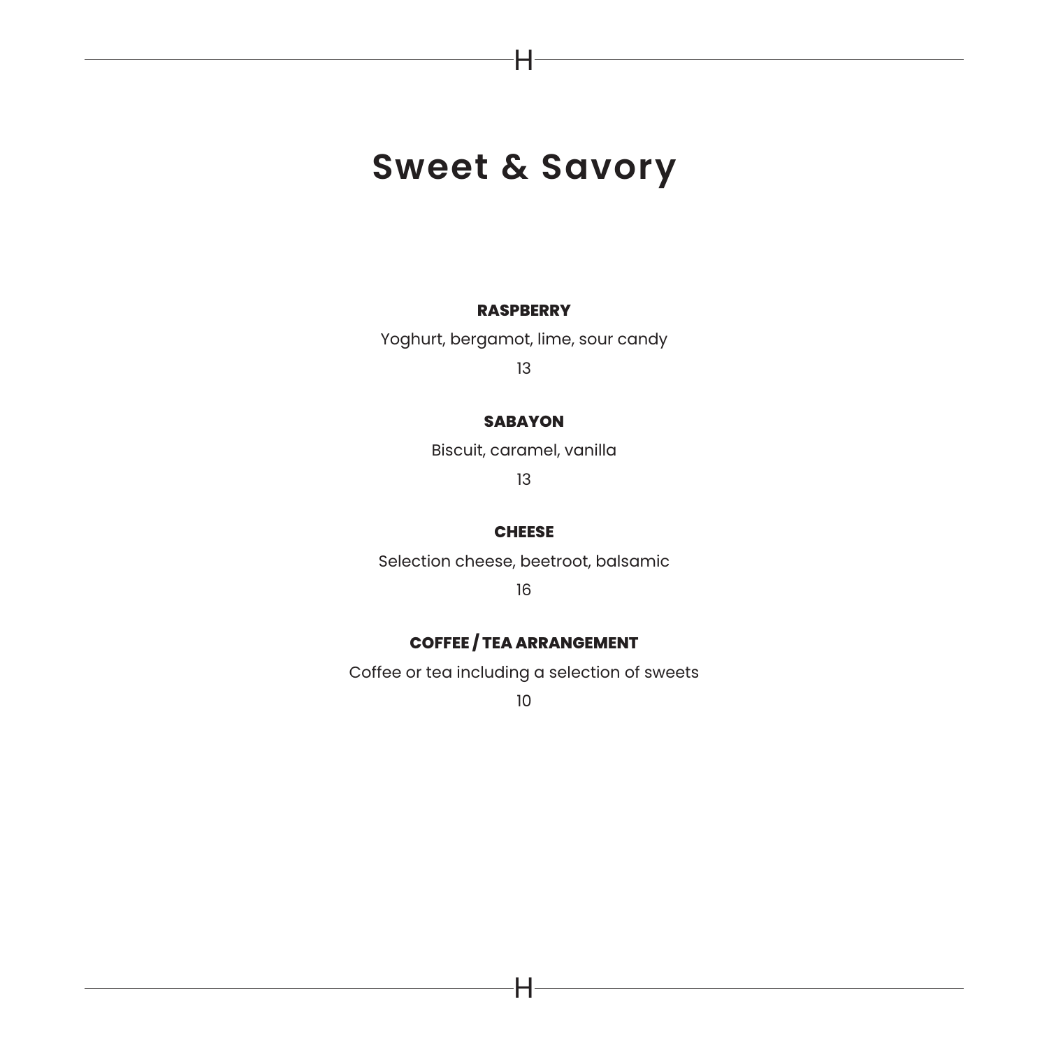# Sweet & Savory

**RASPBERRY**

Yoghurt, bergamot, lime, sour candy

13

**SABAYON**

Biscuit, caramel, vanilla

13

**CHEESE**

Selection cheese, beetroot, balsamic

16

**COFFEE / TEA ARRANGEMENT**

Coffee or tea including a selection of sweets

10